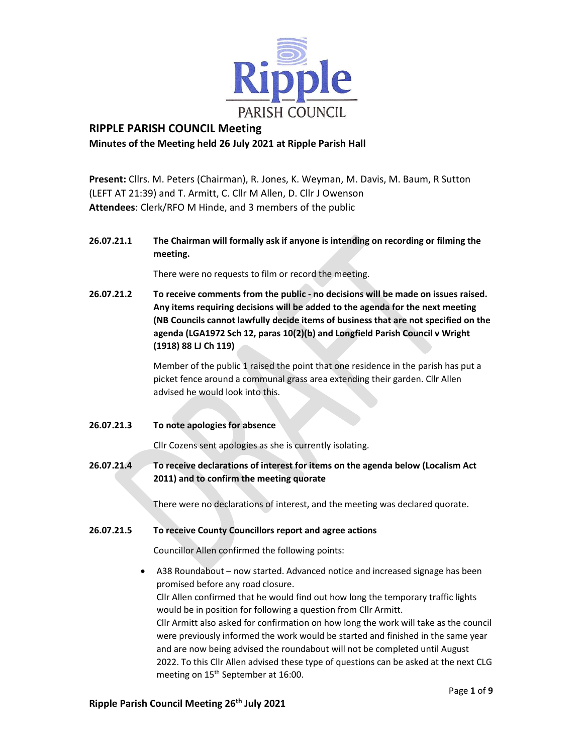# RIPPLE PARISH COUNCIL Meeting

**Minutes of the Meeting held 26 July 2021 at Ripple Parish Hall**

**Present:** Cllrs. M. Peters (Chairman), R. Jones, K. Weyman, M. Davis, M. Baum, R Sutton (LEFT AT 21:39) and T. Armitt, C. Cllr M Allen, D. Cllr J Owenson

**Attendees**: Clerk/RFO M Hinde, and 3 members of the public

**26.07.21.1 The Chairman will formally ask if anyone is intending on recording or filming the meeting.**

There were no requests to film or record the meeting.

**26.07.21.2 To receive comments from the public - no decisions will be made on issues raised. Any items requiring decisions will be added to the agenda for the next meeting (NB Councils cannot lawfully decide items of business that are not specified on the agenda (LGA1972 Sch 12, paras 10(2)(b) and Longfield Parish Council v Wright (1918) 88 LJ Ch 119)**

Member of the public 1 raised the point that one residence in the parish has put a picket fence around a communal grass area extending their garden. Cllr Allen advised he would look into this.

**26.07.21.3 To note apologies for absence**

Cllr Cozens sent apologies as she is currently isolating.

**26.07.21.4 To receive declarations of interest for items on the agenda below (Localism Act 2011) and to confirm the meeting quorate**

There were no declarations of interest, and the meeting was declared quorate.

**26.07.21.5 To receive County Councillors report and agree actions**

Councillor Allen confirmed the following points:

- A38 Roundabout – now started. Advanced notice and increased signage has been promised before any road closure.
  Cllr Allen confirmed that he would find out how long the temporary traffic lights would be in position for following a question from Cllr Armitt.
  Cllr Armitt also asked for confirmation on how long the work will take as the council were previously informed the work would be started and finished in the same year and are now being advised the roundabout will not be completed until August 2022. To this Cllr Allen advised these type of questions can be asked at the next CLG meeting on 15th September at 16:00.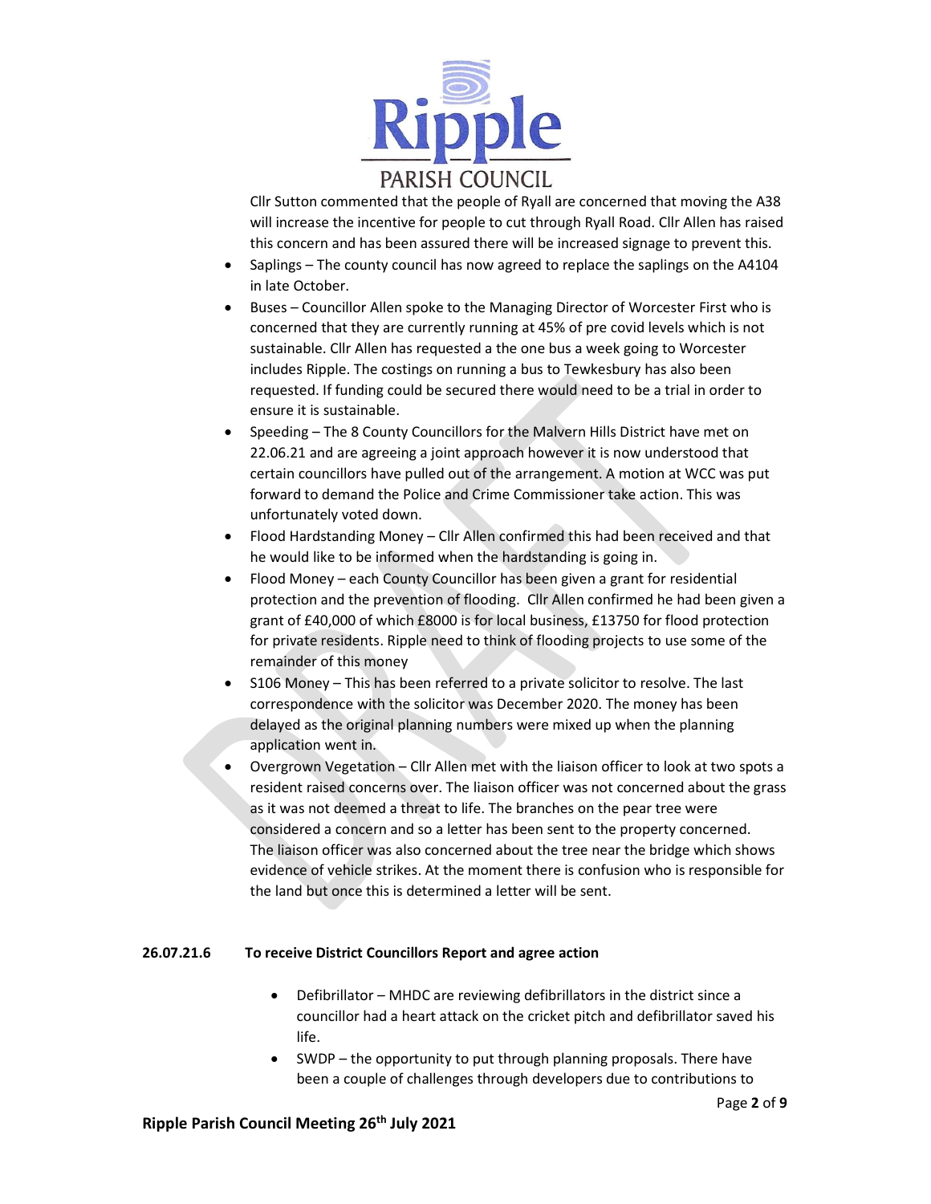Cllr Sutton commented that the people of Ryall are concerned that moving the A38 will increase the incentive for people to cut through Ryall Road. Cllr Allen has raised this concern and has been assured there will be increased signage to prevent this.

- Saplings – The county council has now agreed to replace the saplings on the A4104 in late October.
- Buses – Councillor Allen spoke to the Managing Director of Worcester First who is concerned that they are currently running at 45% of pre covid levels which is not sustainable. Cllr Allen has requested a the one bus a week going to Worcester includes Ripple. The costings on running a bus to Tewkesbury has also been requested. If funding could be secured there would need to be a trial in order to ensure it is sustainable.
- Speeding – The 8 County Councillors for the Malvern Hills District have met on 22.06.21 and are agreeing a joint approach however it is now understood that certain councillors have pulled out of the arrangement. A motion at WCC was put forward to demand the Police and Crime Commissioner take action. This was unfortunately voted down.
- Flood Hardstanding Money – Cllr Allen confirmed this had been received and that he would like to be informed when the hardstanding is going in.
- Flood Money – each County Councillor has been given a grant for residential protection and the prevention of flooding. Cllr Allen confirmed he had been given a grant of £40,000 of which £8000 is for local business, £13750 for flood protection for private residents. Ripple need to think of flooding projects to use some of the remainder of this money
- S106 Money – This has been referred to a private solicitor to resolve. The last correspondence with the solicitor was December 2020. The money has been delayed as the original planning numbers were mixed up when the planning application went in.
- Overgrown Vegetation – Cllr Allen met with the liaison officer to look at two spots a resident raised concerns over. The liaison officer was not concerned about the grass as it was not deemed a threat to life. The branches on the pear tree were considered a concern and so a letter has been sent to the property concerned. The liaison officer was also concerned about the tree near the bridge which shows evidence of vehicle strikes. At the moment there is confusion who is responsible for the land but once this is determined a letter will be sent.

**26.07.21.6 To receive District Councillors Report and agree action**

- Defibrillator – MHDC are reviewing defibrillators in the district since a councillor had a heart attack on the cricket pitch and defibrillator saved his life.
- SWDP – the opportunity to put through planning proposals. There have been a couple of challenges through developers due to contributions to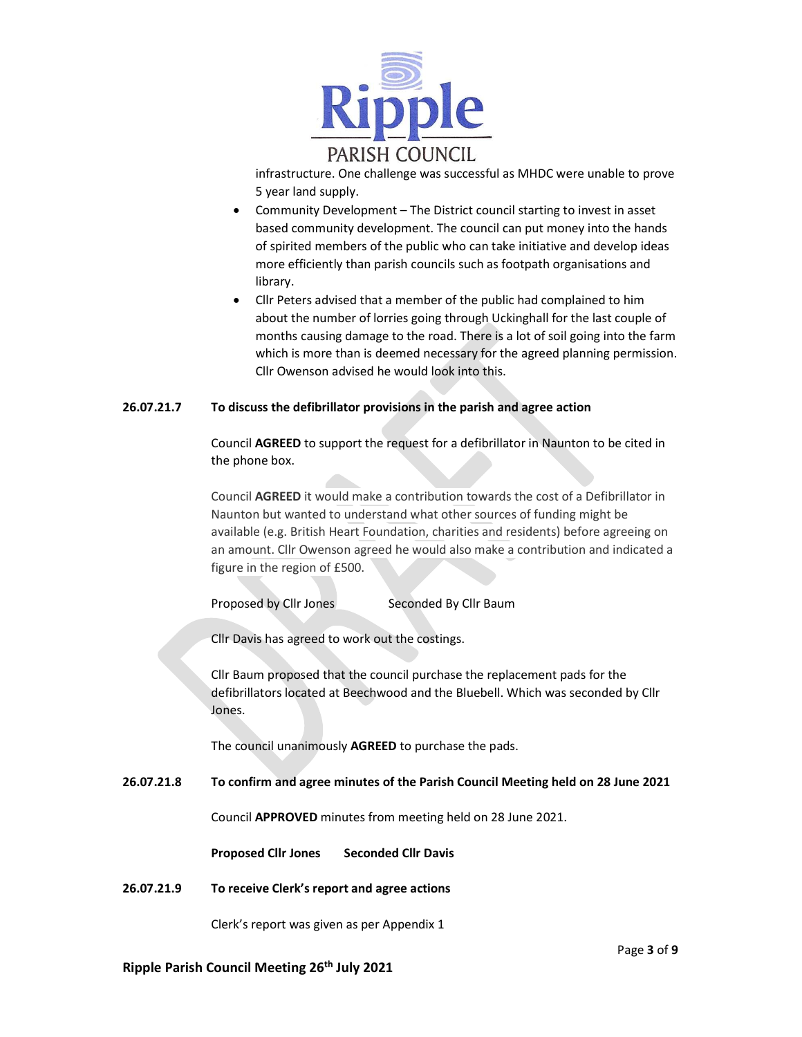infrastructure. One challenge was successful as MHDC were unable to prove 5 year land supply.

- Community Development – The District council starting to invest in asset based community development. The council can put money into the hands of spirited members of the public who can take initiative and develop ideas more efficiently than parish councils such as footpath organisations and library.
- Cllr Peters advised that a member of the public had complained to him about the number of lorries going through Uckinghall for the last couple of months causing damage to the road. There is a lot of soil going into the farm which is more than is deemed necessary for the agreed planning permission. Cllr Owenson advised he would look into this.

**26.07.21.7 To discuss the defibrillator provisions in the parish and agree action**

Council **AGREED** to support the request for a defibrillator in Naunton to be cited in the phone box.

Council **AGREED** it would make a contribution towards the cost of a Defibrillator in Naunton but wanted to understand what other sources of funding might be available (e.g. British Heart Foundation, charities and residents) before agreeing on an amount. Cllr Owenson agreed he would also make a contribution and indicated a figure in the region of £500.

Proposed by Cllr Jones Seconded By Cllr Baum

Cllr Davis has agreed to work out the costings.

Cllr Baum proposed that the council purchase the replacement pads for the defibrillators located at Beechwood and the Bluebell. Which was seconded by Cllr Jones.

The council unanimously **AGREED** to purchase the pads.

**26.07.21.8 To confirm and agree minutes of the Parish Council Meeting held on 28 June 2021**

Council **APPROVED** minutes from meeting held on 28 June 2021.

**Proposed Cllr Jones Seconded Cllr Davis**

**26.07.21.9 To receive Clerk's report and agree actions**

Clerk's report was given as per Appendix 1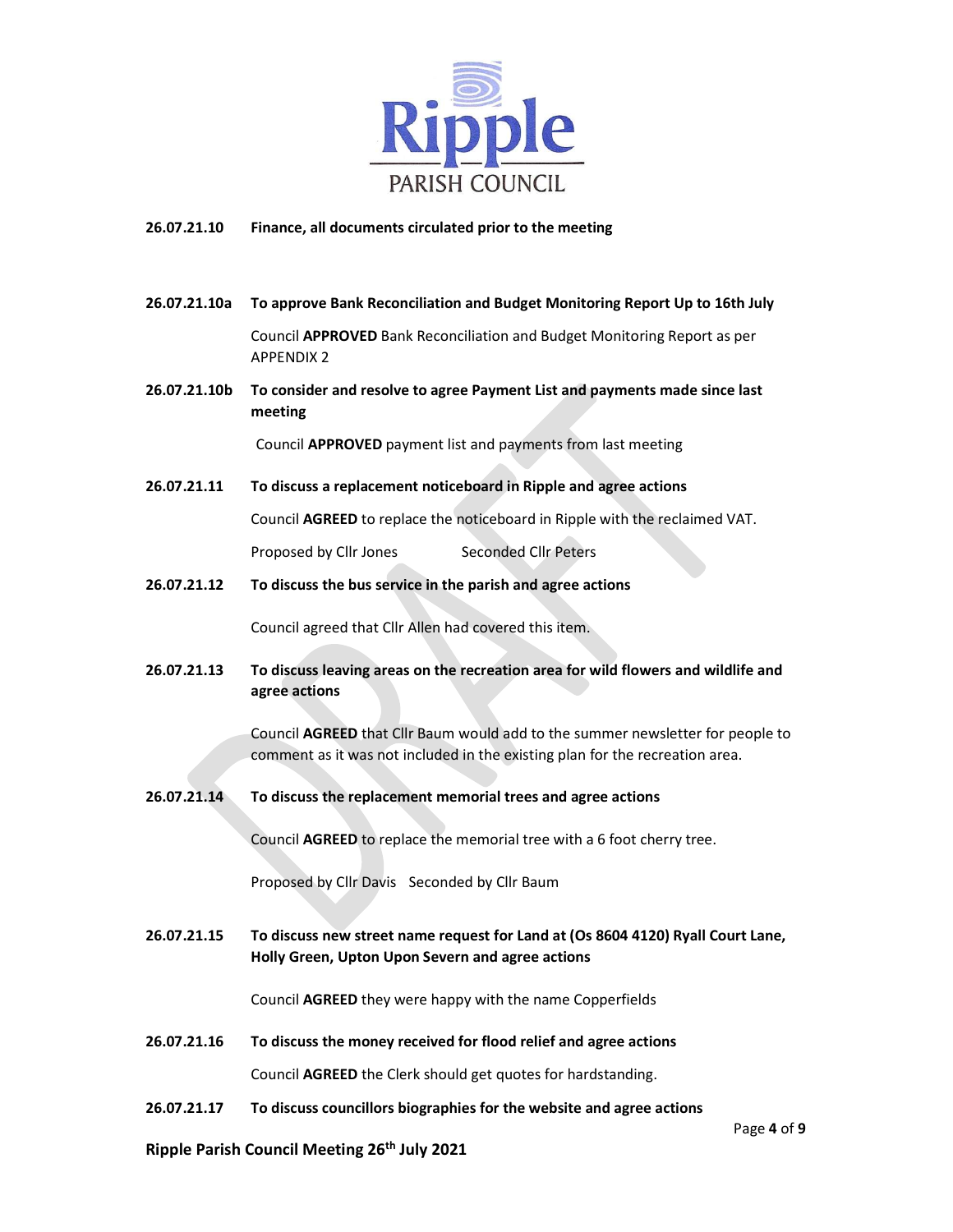**26.07.21.10 Finance, all documents circulated prior to the meeting**

**26.07.21.10a To approve Bank Reconciliation and Budget Monitoring Report Up to 16th July**

Council **APPROVED** Bank Reconciliation and Budget Monitoring Report as per APPENDIX 2

**26.07.21.10b To consider and resolve to agree Payment List and payments made since last meeting**

Council **APPROVED** payment list and payments from last meeting

**26.07.21.11 To discuss a replacement noticeboard in Ripple and agree actions**

Council **AGREED** to replace the noticeboard in Ripple with the reclaimed VAT.

Proposed by Cllr Jones Seconded Cllr Peters

**26.07.21.12 To discuss the bus service in the parish and agree actions**

Council agreed that Cllr Allen had covered this item.

**26.07.21.13 To discuss leaving areas on the recreation area for wild flowers and wildlife and agree actions**

Council **AGREED** that Cllr Baum would add to the summer newsletter for people to comment as it was not included in the existing plan for the recreation area.

**26.07.21.14 To discuss the replacement memorial trees and agree actions**

Council **AGREED** to replace the memorial tree with a 6 foot cherry tree.

Proposed by Cllr Davis Seconded by Cllr Baum

**26.07.21.15 To discuss new street name request for Land at (Os 8604 4120) Ryall Court Lane, Holly Green, Upton Upon Severn and agree actions**

Council **AGREED** they were happy with the name Copperfields

**26.07.21.16 To discuss the money received for flood relief and agree actions**

Council **AGREED** the Clerk should get quotes for hardstanding.

**26.07.21.17 To discuss councillors biographies for the website and agree actions**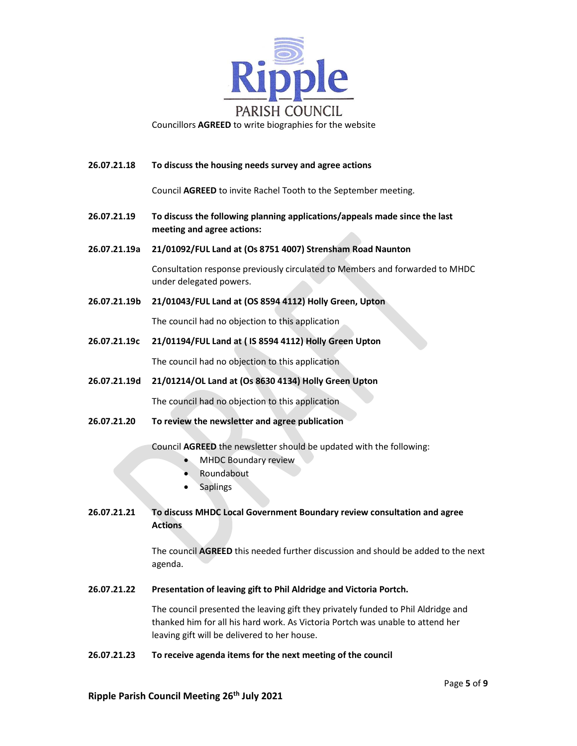Councillors **AGREED** to write biographies for the website

**26.07.21.18 To discuss the housing needs survey and agree actions**

Council **AGREED** to invite Rachel Tooth to the September meeting.

**26.07.21.19 To discuss the following planning applications/appeals made since the last meeting and agree actions:**

**26.07.21.19a 21/01092/FUL Land at (Os 8751 4007) Strensham Road Naunton**

Consultation response previously circulated to Members and forwarded to MHDC under delegated powers.

**26.07.21.19b 21/01043/FUL Land at (OS 8594 4112) Holly Green, Upton**

The council had no objection to this application

**26.07.21.19c 21/01194/FUL Land at ( IS 8594 4112) Holly Green Upton**

The council had no objection to this application

**26.07.21.19d 21/01214/OL Land at (Os 8630 4134) Holly Green Upton**

The council had no objection to this application

**26.07.21.20 To review the newsletter and agree publication**

Council **AGREED** the newsletter should be updated with the following:

- MHDC Boundary review
- Roundabout
- Saplings

**26.07.21.21 To discuss MHDC Local Government Boundary review consultation and agree Actions**

The council **AGREED** this needed further discussion and should be added to the next agenda.

**26.07.21.22 Presentation of leaving gift to Phil Aldridge and Victoria Portch.**

The council presented the leaving gift they privately funded to Phil Aldridge and thanked him for all his hard work. As Victoria Portch was unable to attend her leaving gift will be delivered to her house.

**26.07.21.23 To receive agenda items for the next meeting of the council**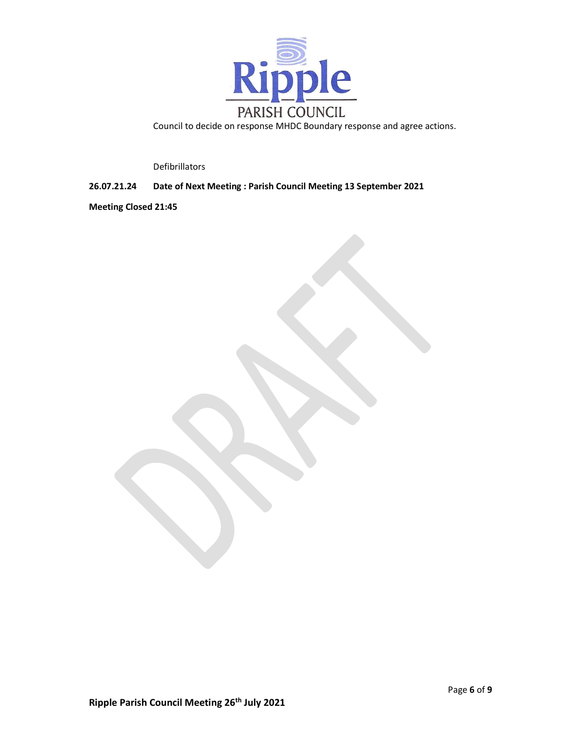Council to decide on response MHDC Boundary response and agree actions.

Defibrillators

**26.07.21.24 Date of Next Meeting : Parish Council Meeting 13 September 2021**

**Meeting Closed 21:45**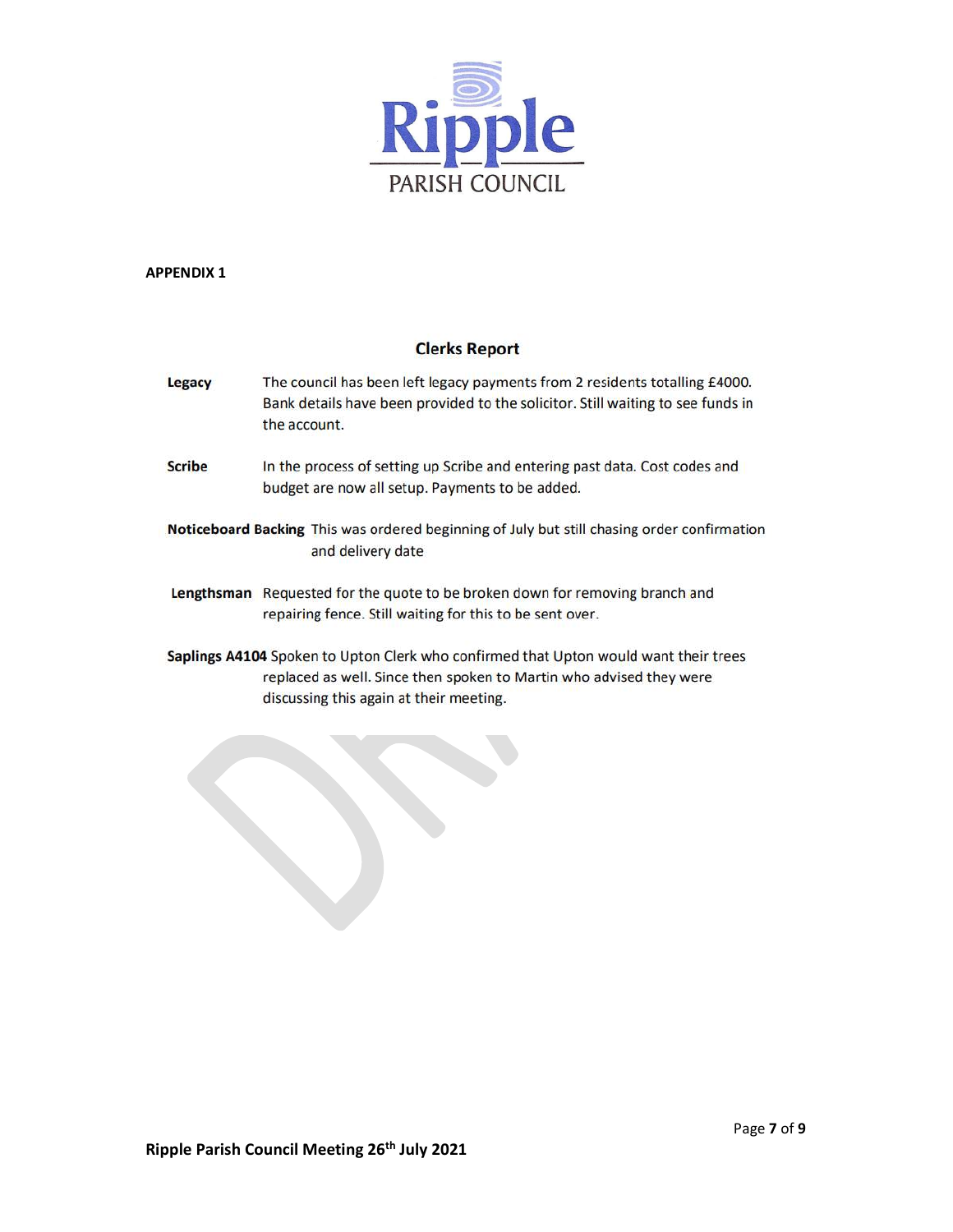**APPENDIX 1**

## Clerks Report

**Legacy** The council has been left legacy payments from 2 residents totalling £4000. Bank details have been provided to the solicitor. Still waiting to see funds in the account.

**Scribe** In the process of setting up Scribe and entering past data. Cost codes and budget are now all setup. Payments to be added.

**Noticeboard Backing** This was ordered beginning of July but still chasing order confirmation and delivery date

**Lengthsman** Requested for the quote to be broken down for removing branch and repairing fence. Still waiting for this to be sent over.

**Saplings A4104** Spoken to Upton Clerk who confirmed that Upton would want their trees replaced as well. Since then spoken to Martin who advised they were discussing this again at their meeting.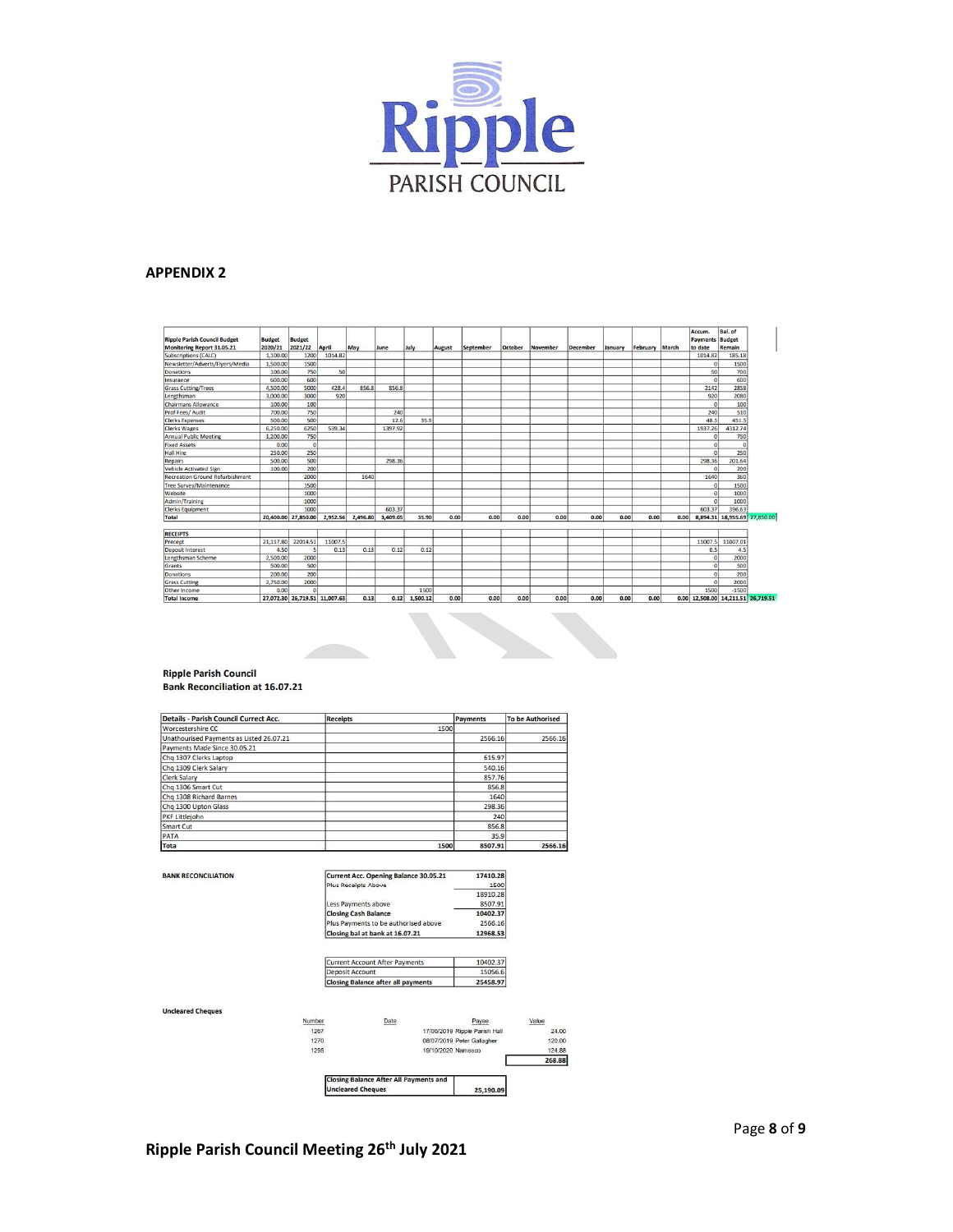## APPENDIX 2

| Ripple Parish Council Budget Monitoring Report 31.05.21 | Budget 2020/21 | Budget 2021/22 | April | May | June | July | August | September | October | November | December | January | February | March | Accum. Payments to date | Bal. of Budget Remain | |
|---|---|---|---|---|---|---|---|---|---|---|---|---|---|---|---|---|---|
| Subscriptions (CALC) | 1,100.00 | 1200 | 1014.82 | | | | | | | | | | | | 1014.82 | 185.18 | |
| Newsletter/Adverts/Flyers/Media | 1,500.00 | 1500 | | | | | | | | | | | | | 0 | 1500 | |
| Donations | 100.00 | 750 | 50 | | | | | | | | | | | | 50 | 700 | |
| Insurance | 600.00 | 600 | | | | | | | | | | | | | 0 | 600 | |
| Grass Cutting/Trees | 4,500.00 | 5000 | 428.4 | 856.8 | 856.8 | | | | | | | | | | 2142 | 2858 | |
| Lengthsman | 3,000.00 | 3000 | 920 | | | | | | | | | | | | 920 | 2080 | |
| Chairmans Allowance | 100.00 | 100 | | | | | | | | | | | | | 0 | 100 | |
| Prof Fees/ Audit | 700.00 | 750 | | | 240 | | | | | | | | | | 240 | 510 | |
| Clerks Expenses | 500.00 | 500 | | | 12.6 | 35.9 | | | | | | | | | 48.5 | 451.5 | |
| Clerks Wages | 6,250.00 | 6250 | 539.34 | | 1397.92 | | | | | | | | | | 1937.26 | 4312.74 | |
| Annual Public Meeting | 1,200.00 | 750 | | | | | | | | | | | | | 0 | 750 | |
| Fixed Assets | 0.00 | 0 | | | | | | | | | | | | | 0 | 0 | |
| Hall Hire | 250.00 | 250 | | | | | | | | | | | | | 0 | 250 | |
| Repairs | 500.00 | 500 | | | 298.36 | | | | | | | | | | 298.36 | 201.64 | |
| Vehicle Activated Sign | 100.00 | 200 | | | | | | | | | | | | | 0 | 200 | |
| Recreation Ground Refurbishment | | 2000 | | 1640 | | | | | | | | | | | 1640 | 360 | |
| Tree Survey/Maintenance | | 1500 | | | | | | | | | | | | | 0 | 1500 | |
| Website | | 1000 | | | | | | | | | | | | | 0 | 1000 | |
| Admin/Training | | 1000 | | | | | | | | | | | | | 0 | 1000 | |
| Clerks Equipment | | 1000 | | | 603.37 | | | | | | | | | | 603.37 | 396.63 | |
| **Total** | 20,400.00 | 27,850.00 | 2,952.56 | 2,496.80 | 3,409.05 | 35.90 | 0.00 | 0.00 | 0.00 | 0.00 | 0.00 | 0.00 | 0.00 | 0.00 | 8,894.31 | 18,955.69 | 27,850.00 |
| **RECEIPTS** | | | | | | | | | | | | | | | | | |
| Precept | 21,117.80 | 22014.51 | 11007.5 | | | | | | | | | | | | 11007.5 | 11007.01 | |
| Deposit Interest | 4.50 | 5 | 0.13 | 0.13 | 0.12 | 0.12 | | | | | | | | | 0.5 | 4.5 | |
| Lengthsman Scheme | 2,500.00 | 2000 | | | | | | | | | | | | | 0 | 2000 | |
| Grants | 500.00 | 500 | | | | | | | | | | | | | 0 | 500 | |
| Donations | 200.00 | 200 | | | | | | | | | | | | | 0 | 200 | |
| Grass Cutting | 2,750.00 | 2000 | | | | | | | | | | | | | 0 | 2000 | |
| Other Income | 0.00 | 0 | | | | 1500 | | | | | | | | | 1500 | -1500 | |
| **Total Income** | 27,072.30 | 26,719.51 | 11,007.63 | 0.13 | 0.12 | 1,500.12 | 0.00 | 0.00 | 0.00 | 0.00 | 0.00 | 0.00 | 0.00 | 0.00 | 12,508.00 | 14,211.51 | 26,719.51 |

**Ripple Parish Council**
**Bank Reconciliation at 16.07.21**

| Details - Parish Council Currect Acc. | Receipts | Payments | To be Authorised |
|---|---|---|---|
| Worcestershire CC | 1500 | | |
| Unathourised Payments as Listed 26.07.21 | | 2566.16 | 2566.16 |
| Payments Made Since 30.05.21 | | | |
| Chq 1307 Clerks Laptop | | 615.97 | |
| Chq 1309 Clerk Salary | | 540.16 | |
| Clerk Salary | | 857.76 | |
| Chq 1306 Smart Cut | | 856.8 | |
| Chq 1308 Richard Barnes | | 1640 | |
| Chq 1300 Upton Glass | | 298.36 | |
| PKF Littlejohn | | 240 | |
| Smart Cut | | 856.8 | |
| PATA | | 35.9 | |
| **Tota** | 1500 | 8507.91 | 2566.16 |

**BANK RECONCILIATION**

| | |
|---|---|
| **Current Acc. Opening Balance 30.05.21** | 17410.28 |
| Plus Receipts Above | 1500 |
| | 18910.28 |
| Less Payments above | 8507.91 |
| **Closing Cash Balance** | 10402.37 |
| Plus Payments to be authorised above | 2566.16 |
| **Closing bal at bank at 16.07.21** | 12968.53 |

| | |
|---|---|
| Current Account After Payments | 10402.37 |
| Deposit Account | 15056.6 |
| **Closing Balance after all payments** | 25458.97 |

**Uncleared Cheques**

| Number | Date | Payee | Value |
|---|---|---|---|
| 1267 | 17/06/2019 | Ripple Parish Hall | 24.00 |
| 1270 | 08/07/2019 | Peter Gallagher | 120.00 |
| 1295 | 19/10/2020 | Namesco | 124.88 |
| | | | 268.88 |

| | |
|---|---|
| **Closing Balance After All Payments and Uncleared Cheques** | 25,190.09 |

**Ripple Parish Council Meeting 26th July 2021**